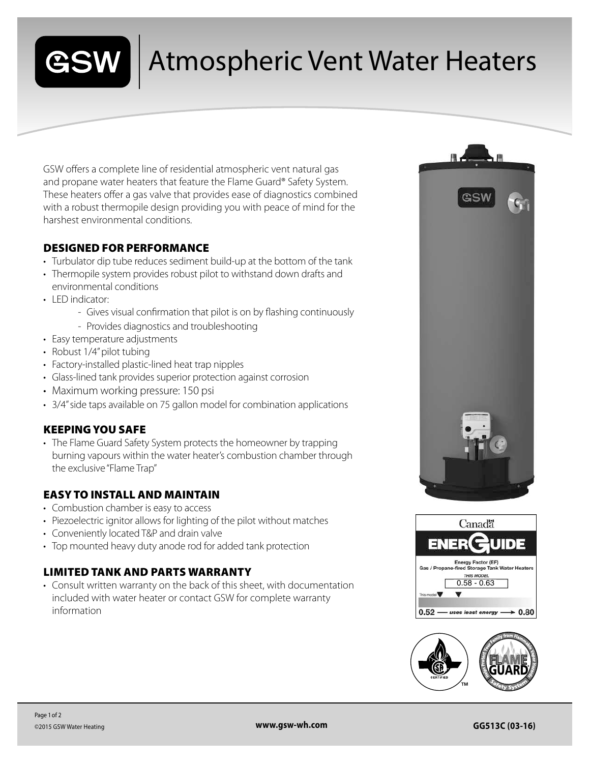# GSW | Atmospheric Vent Water Heaters

GSW offers a complete line of residential atmospheric vent natural gas and propane water heaters that feature the Flame Guard® Safety System. These heaters offer a gas valve that provides ease of diagnostics combined with a robust thermopile design providing you with peace of mind for the harshest environmental conditions.

## DESIGNED FOR PERFORMANCE

- Turbulator dip tube reduces sediment build-up at the bottom of the tank
- Thermopile system provides robust pilot to withstand down drafts and environmental conditions
- LED indicator:
  - Gives visual confirmation that pilot is on by flashing continuously
  - Provides diagnostics and troubleshooting
- Easy temperature adjustments
- Robust 1/4" pilot tubing
- Factory-installed plastic-lined heat trap nipples
- Glass-lined tank provides superior protection against corrosion
- Maximum working pressure: 150 psi
- 3/4" side taps available on 75 gallon model for combination applications

## KEEPING YOU SAFE

- The Flame Guard Safety System protects the homeowner by trapping burning vapours within the water heater's combustion chamber through the exclusive "Flame Trap"

## EASY TO INSTALL AND MAINTAIN

- Combustion chamber is easy to access
- Piezoelectric ignitor allows for lighting of the pilot without matches
- Conveniently located T&P and drain valve
- Top mounted heavy duty anode rod for added tank protection

## LIMITED TANK AND PARTS WARRANTY

- Consult written warranty on the back of this sheet, with documentation included with water heater or contact GSW for complete warranty information

Canada
ENERGUIDE
Energy Factor (EF)
Gas / Propane-fired Storage Tank Water Heaters
THIS MODEL
0.58 - 0.63
This model
0.52 — uses least energy → 0.80

©2015 GSW Water Heating

www.gsw-wh.com

GG513C (03-16)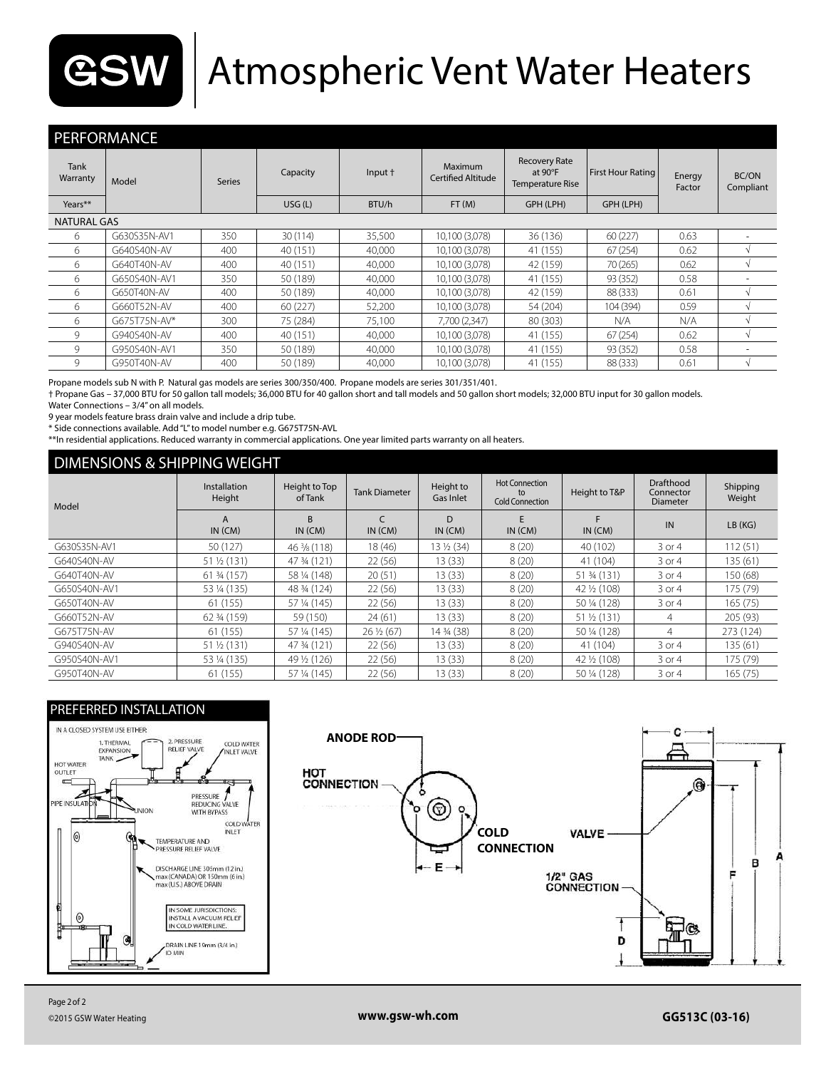# Atmospheric Vent Water Heaters

## PERFORMANCE

| Tank Warranty | Model | Series | Capacity | Input † | Maximum Certified Altitude | Recovery Rate at 90°F Temperature Rise | First Hour Rating | Energy Factor | BC/ON Compliant |
|---|---|---|---|---|---|---|---|---|---|
| Years** | | | USG (L) | BTU/h | FT (M) | GPH (LPH) | GPH (LPH) | | |
| NATURAL GAS | | | | | | | | | |
| 6 | G630S35N-AV1 | 350 | 30 (114) | 35,500 | 10,100 (3,078) | 36 (136) | 60 (227) | 0.63 | - |
| 6 | G640S40N-AV | 400 | 40 (151) | 40,000 | 10,100 (3,078) | 41 (155) | 67 (254) | 0.62 | √ |
| 6 | G640T40N-AV | 400 | 40 (151) | 40,000 | 10,100 (3,078) | 42 (159) | 70 (265) | 0.62 | √ |
| 6 | G650S40N-AV1 | 350 | 50 (189) | 40,000 | 10,100 (3,078) | 41 (155) | 93 (352) | 0.58 | - |
| 6 | G650T40N-AV | 400 | 50 (189) | 40,000 | 10,100 (3,078) | 42 (159) | 88 (333) | 0.61 | √ |
| 6 | G660T52N-AV | 400 | 60 (227) | 52,200 | 10,100 (3,078) | 54 (204) | 104 (394) | 0.59 | √ |
| 6 | G675T75N-AV* | 300 | 75 (284) | 75,100 | 7,700 (2,347) | 80 (303) | N/A | N/A | √ |
| 9 | G940S40N-AV | 400 | 40 (151) | 40,000 | 10,100 (3,078) | 41 (155) | 67 (254) | 0.62 | √ |
| 9 | G950S40N-AV1 | 350 | 50 (189) | 40,000 | 10,100 (3,078) | 41 (155) | 93 (352) | 0.58 | - |
| 9 | G950T40N-AV | 400 | 50 (189) | 40,000 | 10,100 (3,078) | 41 (155) | 88 (333) | 0.61 | √ |

Propane models sub N with P. Natural gas models are series 300/350/400. Propane models are series 301/351/401.

† Propane Gas – 37,000 BTU for 50 gallon tall models; 36,000 BTU for 40 gallon short and tall models and 50 gallon short models; 32,000 BTU input for 30 gallon models.

Water Connections – 3/4" on all models.

9 year models feature brass drain valve and include a drip tube.

* Side connections available. Add "L" to model number e.g. G675T75N-AVL

**In residential applications. Reduced warranty in commercial applications. One year limited parts warranty on all heaters.

## DIMENSIONS & SHIPPING WEIGHT

| Model | Installation Height | Height to Top of Tank | Tank Diameter | Height to Gas Inlet | Hot Connection to Cold Connection | Height to T&P | Drafthood Connector Diameter | Shipping Weight |
|---|---|---|---|---|---|---|---|---|
| | A IN (CM) | B IN (CM) | C IN (CM) | D IN (CM) | E IN (CM) | F IN (CM) | IN | LB (KG) |
| G630S35N-AV1 | 50 (127) | 46 ⅜ (118) | 18 (46) | 13 ½ (34) | 8 (20) | 40 (102) | 3 or 4 | 112 (51) |
| G640S40N-AV | 51 ½ (131) | 47 ¾ (121) | 22 (56) | 13 (33) | 8 (20) | 41 (104) | 3 or 4 | 135 (61) |
| G640T40N-AV | 61 ¾ (157) | 58 ¼ (148) | 20 (51) | 13 (33) | 8 (20) | 51 ¾ (131) | 3 or 4 | 150 (68) |
| G650S40N-AV1 | 53 ¼ (135) | 48 ¾ (124) | 22 (56) | 13 (33) | 8 (20) | 42 ½ (108) | 3 or 4 | 175 (79) |
| G650T40N-AV | 61 (155) | 57 ¼ (145) | 22 (56) | 13 (33) | 8 (20) | 50 ¼ (128) | 3 or 4 | 165 (75) |
| G660T52N-AV | 62 ¾ (159) | 59 (150) | 24 (61) | 13 (33) | 8 (20) | 51 ½ (131) | 4 | 205 (93) |
| G675T75N-AV | 61 (155) | 57 ¼ (145) | 26 ½ (67) | 14 ¾ (38) | 8 (20) | 50 ¼ (128) | 4 | 273 (124) |
| G940S40N-AV | 51 ½ (131) | 47 ¾ (121) | 22 (56) | 13 (33) | 8 (20) | 41 (104) | 3 or 4 | 135 (61) |
| G950S40N-AV1 | 53 ¼ (135) | 49 ½ (126) | 22 (56) | 13 (33) | 8 (20) | 42 ½ (108) | 3 or 4 | 175 (79) |
| G950T40N-AV | 61 (155) | 57 ¼ (145) | 22 (56) | 13 (33) | 8 (20) | 50 ¼ (128) | 3 or 4 | 165 (75) |

## PREFERRED INSTALLATION

IN A CLOSED SYSTEM USE EITHER:
1. THERMAL EXPANSION TANK
2. PRESSURE RELIEF VALVE

COLD WATER INLET VALVE
HOT WATER OUTLET
PIPE INSULATION
UNION
PRESSURE REDUCING VALVE WITH BYPASS
COLD WATER INLET
TEMPERATURE AND PRESSURE RELIEF VALVE
DISCHARGE LINE 305mm (12 in.) max (CANADA) OR 150mm (6 in.) max (U.S.) ABOVE DRAIN
IN SOME JURISDICTIONS: INSTALL A VACUUM RELIEF IN COLD WATER LINE.
DRAIN LINE 19mm (3/4 in.) ID MIN

ANODE ROD
HOT CONNECTION
COLD CONNECTION
E
VALVE
1/2" GAS CONNECTION
C
A
B
F
D

©2015 GSW Water Heating

www.gsw-wh.com

GG513C (03-16)